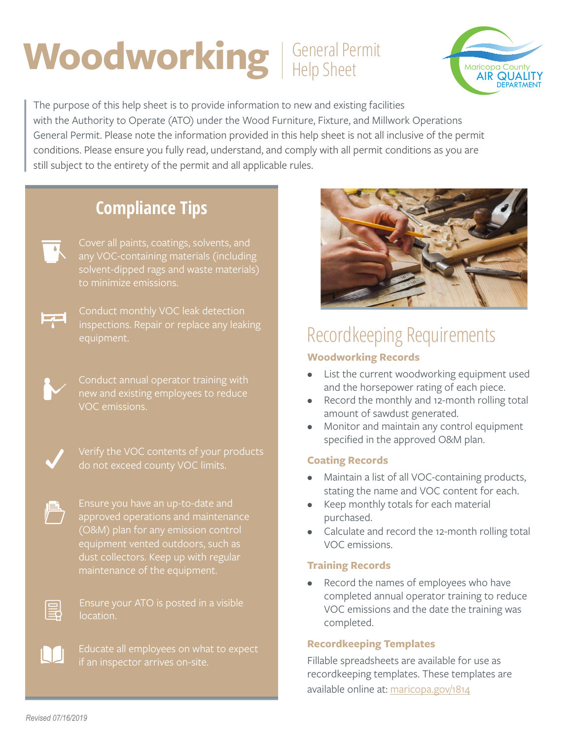# Woodworking | General Permit Help Sheet

Maricopa County AIR QUALITY DEPARTMENT

The purpose of this help sheet is to provide information to new and existing facilities with the Authority to Operate (ATO) under the Wood Furniture, Fixture, and Millwork Operations General Permit. Please note the information provided in this help sheet is not all inclusive of the permit conditions. Please ensure you fully read, understand, and comply with all permit conditions as you are still subject to the entirety of the permit and all applicable rules.

## Compliance Tips

- Cover all paints, coatings, solvents, and any VOC-containing materials (including solvent-dipped rags and waste materials) to minimize emissions.
- Conduct monthly VOC leak detection inspections. Repair or replace any leaking equipment.
- Conduct annual operator training with new and existing employees to reduce VOC emissions.
- Verify the VOC contents of your products do not exceed county VOC limits.
- Ensure you have an up-to-date and approved operations and maintenance (O&M) plan for any emission control equipment vented outdoors, such as dust collectors. Keep up with regular maintenance of the equipment.
- Ensure your ATO is posted in a visible location.
- Educate all employees on what to expect if an inspector arrives on-site.

## Recordkeeping Requirements

### Woodworking Records

- List the current woodworking equipment used and the horsepower rating of each piece.
- Record the monthly and 12-month rolling total amount of sawdust generated.
- Monitor and maintain any control equipment specified in the approved O&M plan.

### Coating Records

- Maintain a list of all VOC-containing products, stating the name and VOC content for each.
- Keep monthly totals for each material purchased.
- Calculate and record the 12-month rolling total VOC emissions.

### Training Records

- Record the names of employees who have completed annual operator training to reduce VOC emissions and the date the training was completed.

### Recordkeeping Templates

Fillable spreadsheets are available for use as recordkeeping templates. These templates are available online at: maricopa.gov/1814

*Revised 07/16/2019*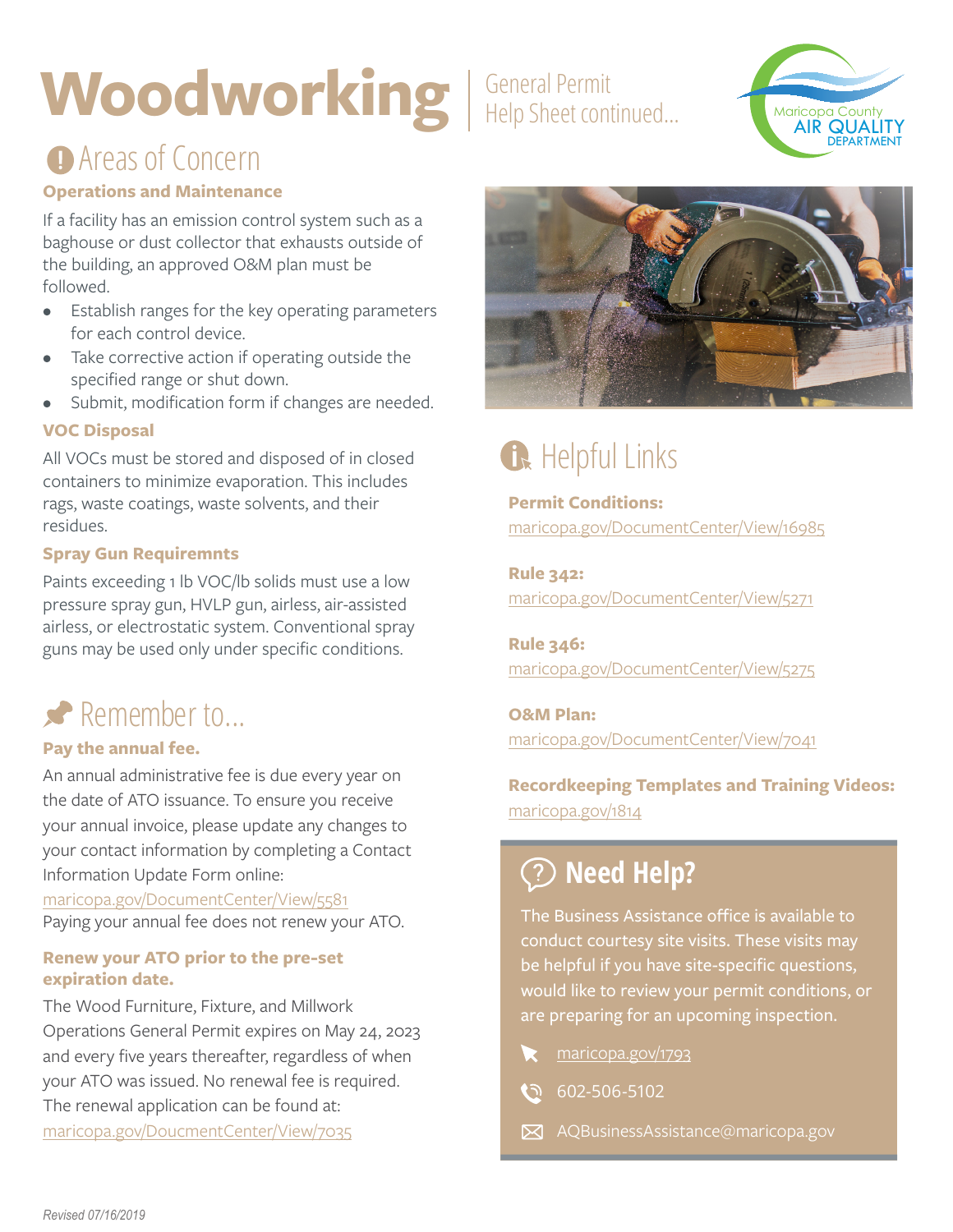# Woodworking

General Permit Help Sheet continued...

Maricopa County AIR QUALITY DEPARTMENT

## Areas of Concern

### Operations and Maintenance

If a facility has an emission control system such as a baghouse or dust collector that exhausts outside of the building, an approved O&M plan must be followed.

- Establish ranges for the key operating parameters for each control device.
- Take corrective action if operating outside the specified range or shut down.
- Submit, modification form if changes are needed.

### VOC Disposal

All VOCs must be stored and disposed of in closed containers to minimize evaporation. This includes rags, waste coatings, waste solvents, and their residues.

### Spray Gun Requiremnts

Paints exceeding 1 lb VOC/lb solids must use a low pressure spray gun, HVLP gun, airless, air-assisted airless, or electrostatic system. Conventional spray guns may be used only under specific conditions.

## Remember to...

### Pay the annual fee.

An annual administrative fee is due every year on the date of ATO issuance. To ensure you receive your annual invoice, please update any changes to your contact information by completing a Contact Information Update Form online:
maricopa.gov/DocumentCenter/View/5581
Paying your annual fee does not renew your ATO.

### Renew your ATO prior to the pre-set expiration date.

The Wood Furniture, Fixture, and Millwork Operations General Permit expires on May 24, 2023 and every five years thereafter, regardless of when your ATO was issued. No renewal fee is required. The renewal application can be found at:
maricopa.gov/DoucmentCenter/View/7035

## Helpful Links

**Permit Conditions:**
maricopa.gov/DocumentCenter/View/16985

**Rule 342:**
maricopa.gov/DocumentCenter/View/5271

**Rule 346:**
maricopa.gov/DocumentCenter/View/5275

**O&M Plan:**
maricopa.gov/DocumentCenter/View/7041

**Recordkeeping Templates and Training Videos:**
maricopa.gov/1814

## Need Help?

The Business Assistance office is available to conduct courtesy site visits. These visits may be helpful if you have site-specific questions, would like to review your permit conditions, or are preparing for an upcoming inspection.

- maricopa.gov/1793
- 602-506-5102
- AQBusinessAssistance@maricopa.gov

*Revised 07/16/2019*